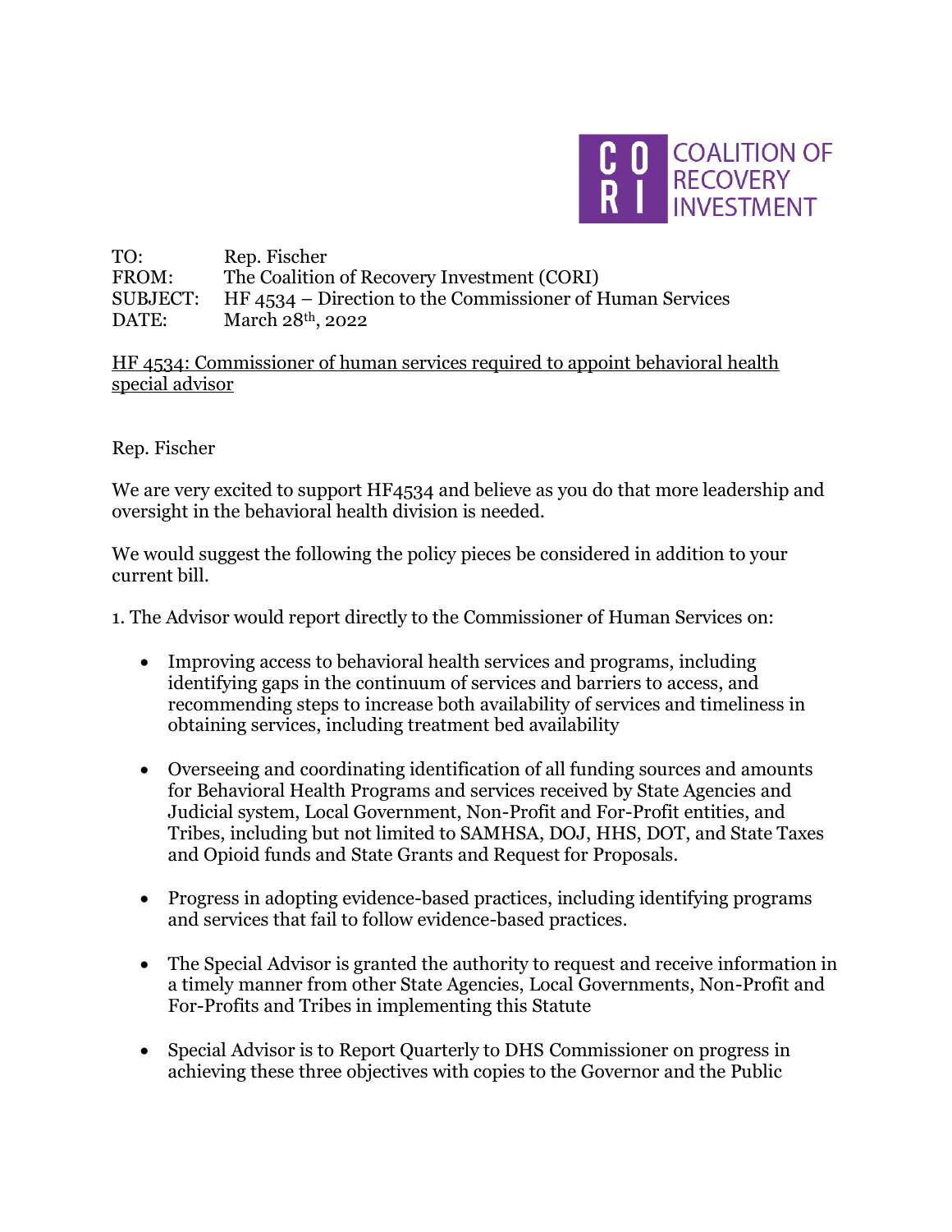COALITION OF RECOVERY INVESTMENT

TO: Rep. Fischer
FROM: The Coalition of Recovery Investment (CORI)
SUBJECT: HF 4534 – Direction to the Commissioner of Human Services
DATE: March 28th, 2022

HF 4534: Commissioner of human services required to appoint behavioral health special advisor

Rep. Fischer

We are very excited to support HF4534 and believe as you do that more leadership and oversight in the behavioral health division is needed.

We would suggest the following the policy pieces be considered in addition to your current bill.

1. The Advisor would report directly to the Commissioner of Human Services on:

- Improving access to behavioral health services and programs, including identifying gaps in the continuum of services and barriers to access, and recommending steps to increase both availability of services and timeliness in obtaining services, including treatment bed availability

- Overseeing and coordinating identification of all funding sources and amounts for Behavioral Health Programs and services received by State Agencies and Judicial system, Local Government, Non-Profit and For-Profit entities, and Tribes, including but not limited to SAMHSA, DOJ, HHS, DOT, and State Taxes and Opioid funds and State Grants and Request for Proposals.

- Progress in adopting evidence-based practices, including identifying programs and services that fail to follow evidence-based practices.

- The Special Advisor is granted the authority to request and receive information in a timely manner from other State Agencies, Local Governments, Non-Profit and For-Profits and Tribes in implementing this Statute

- Special Advisor is to Report Quarterly to DHS Commissioner on progress in achieving these three objectives with copies to the Governor and the Public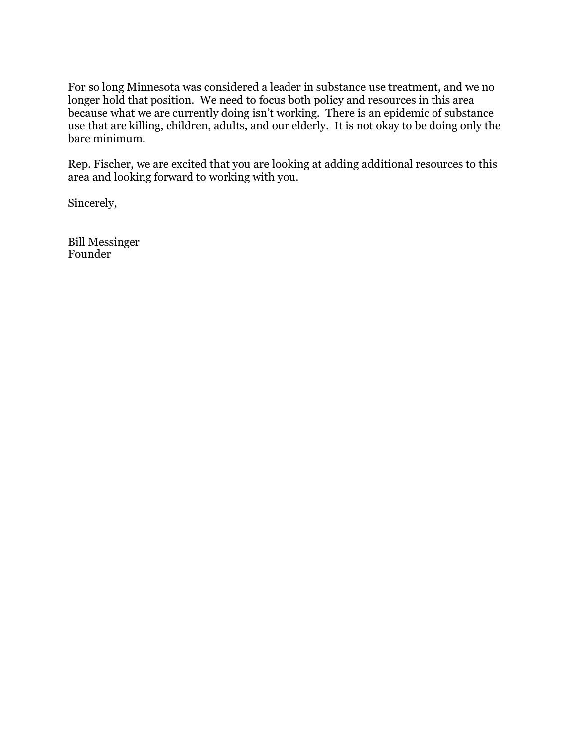For so long Minnesota was considered a leader in substance use treatment, and we no longer hold that position. We need to focus both policy and resources in this area because what we are currently doing isn't working. There is an epidemic of substance use that are killing, children, adults, and our elderly. It is not okay to be doing only the bare minimum.

Rep. Fischer, we are excited that you are looking at adding additional resources to this area and looking forward to working with you.

Sincerely,

Bill Messinger
Founder